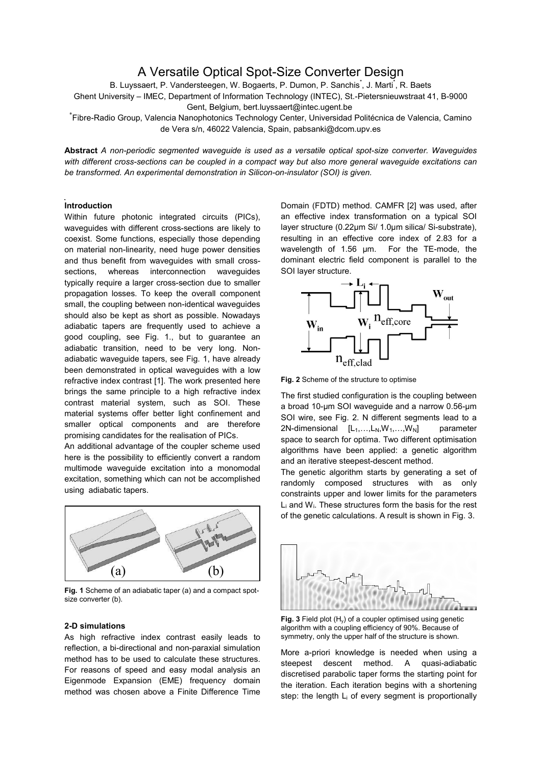# A Versatile Optical Spot-Size Converter Design

B. Luyssaert, P. Vandersteegen, W. Bogaerts, P. Dumon, P. Sanchis[*], J. Marti[*], R. Baets

Ghent University – IMEC, Department of Information Technology (INTEC), St.-Pietersnieuwstraat 41, B-9000 Gent, Belgium, bert.luyssaert@intec.ugent.be

[*]Fibre-Radio Group, Valencia Nanophotonics Technology Center, Universidad Politécnica de Valencia, Camino de Vera s/n, 46022 Valencia, Spain, pabsanki@dcom.upv.es

**Abstract** *A non-periodic segmented waveguide is used as a versatile optical spot-size converter. Waveguides with different cross-sections can be coupled in a compact way but also more general waveguide excitations can be transformed. An experimental demonstration in Silicon-on-insulator (SOI) is given.*

## Introduction

Within future photonic integrated circuits (PICs), waveguides with different cross-sections are likely to coexist. Some functions, especially those depending on material non-linearity, need huge power densities and thus benefit from waveguides with small cross-sections, whereas interconnection waveguides typically require a larger cross-section due to smaller propagation losses. To keep the overall component small, the coupling between non-identical waveguides should also be kept as short as possible. Nowadays adiabatic tapers are frequently used to achieve a good coupling, see Fig. 1., but to guarantee an adiabatic transition, need to be very long. Non-adiabatic waveguide tapers, see Fig. 1, have already been demonstrated in optical waveguides with a low refractive index contrast [1]. The work presented here brings the same principle to a high refractive index contrast material system, such as SOI. These material systems offer better light confinement and smaller optical components and are therefore promising candidates for the realisation of PICs.

An additional advantage of the coupler scheme used here is the possibility to efficiently convert a random multimode waveguide excitation into a monomodal excitation, something which can not be accomplished using adiabatic tapers.

**Fig. 1** Scheme of an adiabatic taper (a) and a compact spot-size converter (b).

## 2-D simulations

As high refractive index contrast easily leads to reflection, a bi-directional and non-paraxial simulation method has to be used to calculate these structures. For reasons of speed and easy modal analysis an Eigenmode Expansion (EME) frequency domain method was chosen above a Finite Difference Time Domain (FDTD) method. CAMFR [2] was used, after an effective index transformation on a typical SOI layer structure (0.22µm Si/ 1.0µm silica/ Si-substrate), resulting in an effective core index of 2.83 for a wavelength of 1.56 µm. For the TE-mode, the dominant electric field component is parallel to the SOI layer structure.

**Fig. 2** Scheme of the structure to optimise

The first studied configuration is the coupling between a broad 10-µm SOI waveguide and a narrow 0.56-µm SOI wire, see Fig. 2. N different segments lead to a 2N-dimensional $[L_1,\ldots,L_N,W_1,\ldots,W_N]$ parameter space to search for optima. Two different optimisation algorithms have been applied: a genetic algorithm and an iterative steepest-descent method.

The genetic algorithm starts by generating a set of randomly composed structures with as only constraints upper and lower limits for the parameters $L_i$ and $W_i$. These structures form the basis for the rest of the genetic calculations. A result is shown in Fig. 3.

**Fig. 3** Field plot ($H_y$) of a coupler optimised using genetic algorithm with a coupling efficiency of 90%. Because of symmetry, only the upper half of the structure is shown.

More a-priori knowledge is needed when using a steepest descent method. A quasi-adiabatic discretised parabolic taper forms the starting point for the iteration. Each iteration begins with a shortening step: the length $L_i$ of every segment is proportionally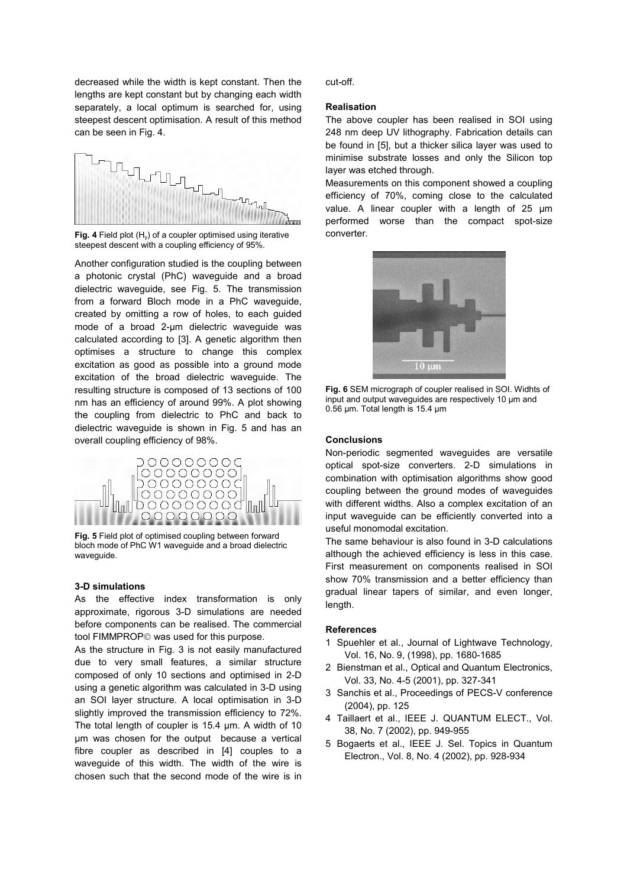decreased while the width is kept constant. Then the lengths are kept constant but by changing each width separately, a local optimum is searched for, using steepest descent optimisation. A result of this method can be seen in Fig. 4.

**Fig. 4** Field plot ($H_y$) of a coupler optimised using iterative steepest descent with a coupling efficiency of 95%.

Another configuration studied is the coupling between a photonic crystal (PhC) waveguide and a broad dielectric waveguide, see Fig. 5. The transmission from a forward Bloch mode in a PhC waveguide, created by omitting a row of holes, to each guided mode of a broad 2-µm dielectric waveguide was calculated according to [3]. A genetic algorithm then optimises a structure to change this complex excitation as good as possible into a ground mode excitation of the broad dielectric waveguide. The resulting structure is composed of 13 sections of 100 nm has an efficiency of around 99%. A plot showing the coupling from dielectric to PhC and back to dielectric waveguide is shown in Fig. 5 and has an overall coupling efficiency of 98%.

**Fig. 5** Field plot of optimised coupling between forward bloch mode of PhC W1 waveguide and a broad dielectric waveguide.

### 3-D simulations

As the effective index transformation is only approximate, rigorous 3-D simulations are needed before components can be realised. The commercial tool FIMMPROP© was used for this purpose.

As the structure in Fig. 3 is not easily manufactured due to very small features, a similar structure composed of only 10 sections and optimised in 2-D using a genetic algorithm was calculated in 3-D using an SOI layer structure. A local optimisation in 3-D slightly improved the transmission efficiency to 72%. The total length of coupler is 15.4 µm. A width of 10 µm was chosen for the output because a vertical fibre coupler as described in [4] couples to a waveguide of this width. The width of the wire is chosen such that the second mode of the wire is in cut-off.

### Realisation

The above coupler has been realised in SOI using 248 nm deep UV lithography. Fabrication details can be found in [5], but a thicker silica layer was used to minimise substrate losses and only the Silicon top layer was etched through.

Measurements on this component showed a coupling efficiency of 70%, coming close to the calculated value. A linear coupler with a length of 25 µm performed worse than the compact spot-size converter.

10 µm

**Fig. 6** SEM micrograph of coupler realised in SOI. Widhts of input and output waveguides are respectively 10 µm and 0.56 µm. Total length is 15.4 µm

### Conclusions

Non-periodic segmented waveguides are versatile optical spot-size converters. 2-D simulations in combination with optimisation algorithms show good coupling between the ground modes of waveguides with different widths. Also a complex excitation of an input waveguide can be efficiently converted into a useful monomodal excitation.

The same behaviour is also found in 3-D calculations although the achieved efficiency is less in this case. First measurement on components realised in SOI show 70% transmission and a better efficiency than gradual linear tapers of similar, and even longer, length.

### References

1. Spuehler et al., Journal of Lightwave Technology, Vol. 16, No. 9, (1998), pp. 1680-1685
2. Bienstman et al., Optical and Quantum Electronics, Vol. 33, No. 4-5 (2001), pp. 327-341
3. Sanchis et al., Proceedings of PECS-V conference (2004), pp. 125
4. Taillaert et al., IEEE J. QUANTUM ELECT., Vol. 38, No. 7 (2002), pp. 949-955
5. Bogaerts et al., IEEE J. Sel. Topics in Quantum Electron., Vol. 8, No. 4 (2002), pp. 928-934